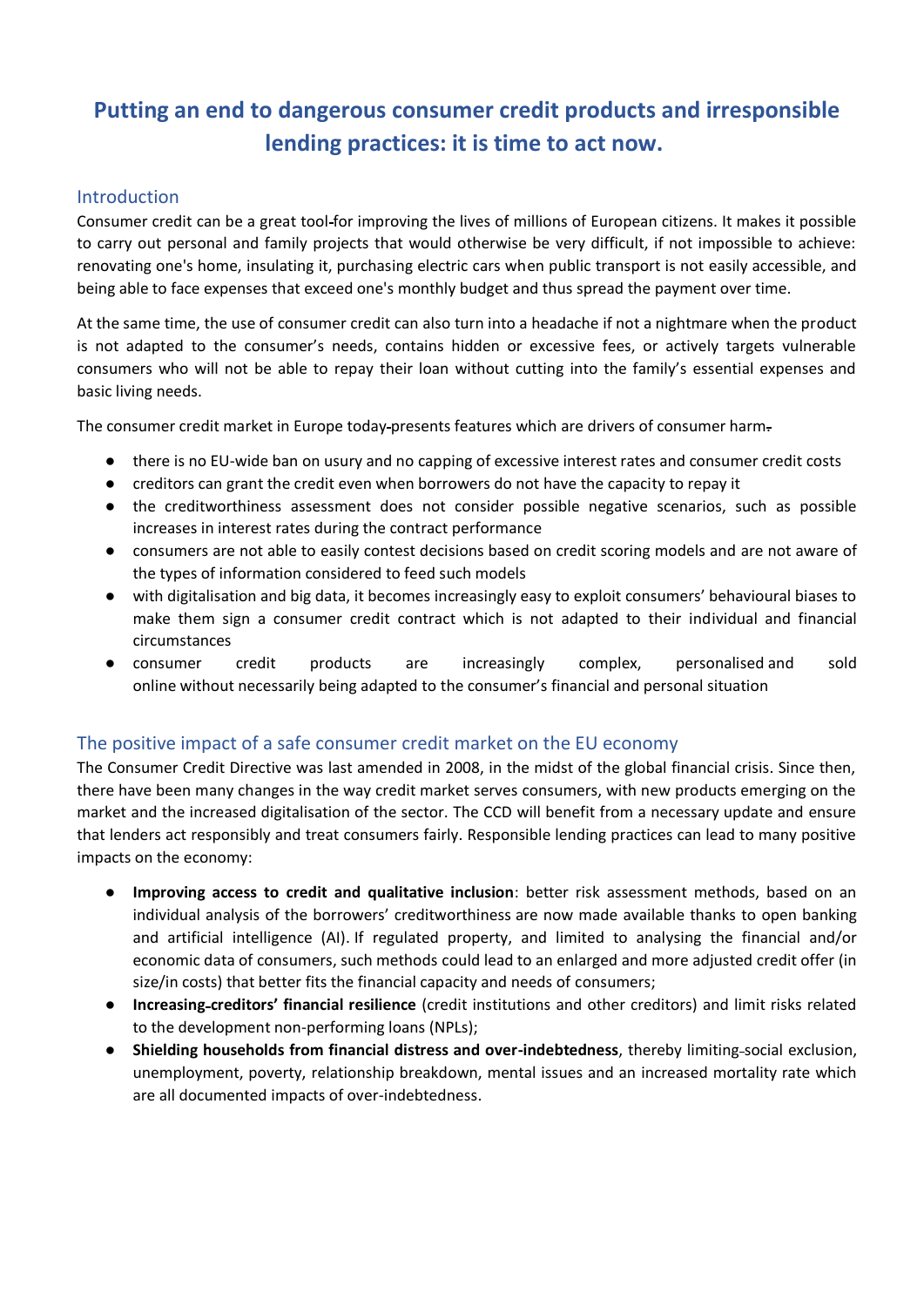# Putting an end to dangerous consumer credit products and irresponsible lending practices: it is time to act now.

## Introduction

Consumer credit can be a great tool for improving the lives of millions of European citizens. It makes it possible to carry out personal and family projects that would otherwise be very difficult, if not impossible to achieve: renovating one's home, insulating it, purchasing electric cars when public transport is not easily accessible, and being able to face expenses that exceed one's monthly budget and thus spread the payment over time.

At the same time, the use of consumer credit can also turn into a headache if not a nightmare when the product is not adapted to the consumer's needs, contains hidden or excessive fees, or actively targets vulnerable consumers who will not be able to repay their loan without cutting into the family's essential expenses and basic living needs.

The consumer credit market in Europe today presents features which are drivers of consumer harm:

- there is no EU-wide ban on usury and no capping of excessive interest rates and consumer credit costs
- creditors can grant the credit even when borrowers do not have the capacity to repay it
- the creditworthiness assessment does not consider possible negative scenarios, such as possible increases in interest rates during the contract performance
- consumers are not able to easily contest decisions based on credit scoring models and are not aware of the types of information considered to feed such models
- with digitalisation and big data, it becomes increasingly easy to exploit consumers' behavioural biases to make them sign a consumer credit contract which is not adapted to their individual and financial circumstances
- consumer credit products are increasingly complex, personalised and sold online without necessarily being adapted to the consumer's financial and personal situation

## The positive impact of a safe consumer credit market on the EU economy

The Consumer Credit Directive was last amended in 2008, in the midst of the global financial crisis. Since then, there have been many changes in the way credit market serves consumers, with new products emerging on the market and the increased digitalisation of the sector. The CCD will benefit from a necessary update and ensure that lenders act responsibly and treat consumers fairly. Responsible lending practices can lead to many positive impacts on the economy:

- **Improving access to credit and qualitative inclusion**: better risk assessment methods, based on an individual analysis of the borrowers' creditworthiness are now made available thanks to open banking and artificial intelligence (AI). If regulated property, and limited to analysing the financial and/or economic data of consumers, such methods could lead to an enlarged and more adjusted credit offer (in size/in costs) that better fits the financial capacity and needs of consumers;
- **Increasing creditors' financial resilience** (credit institutions and other creditors) and limit risks related to the development non-performing loans (NPLs);
- **Shielding households from financial distress and over-indebtedness**, thereby limiting social exclusion, unemployment, poverty, relationship breakdown, mental issues and an increased mortality rate which are all documented impacts of over-indebtedness.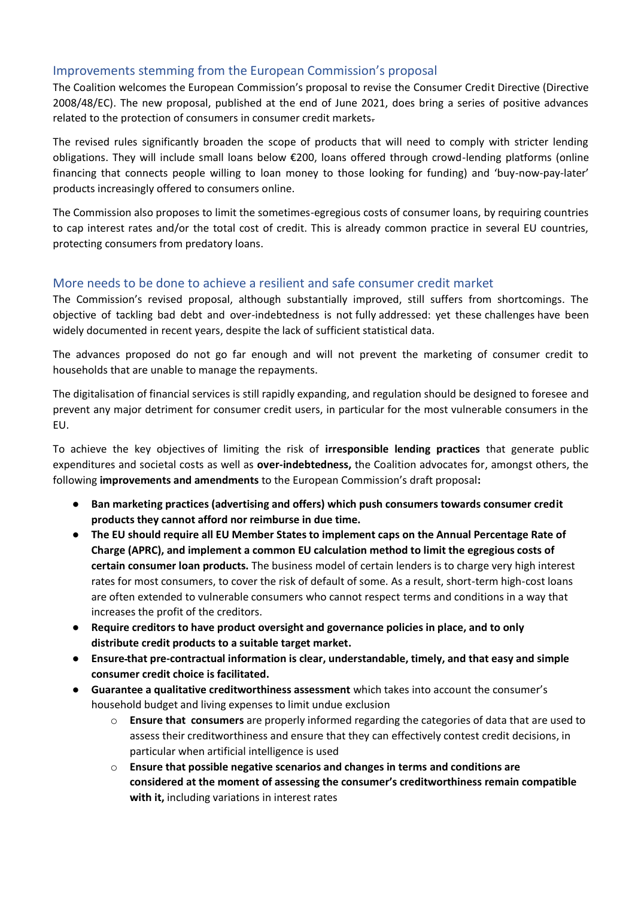## Improvements stemming from the European Commission's proposal

The Coalition welcomes the European Commission's proposal to revise the Consumer Credit Directive (Directive 2008/48/EC). The new proposal, published at the end of June 2021, does bring a series of positive advances related to the protection of consumers in consumer credit markets.

The revised rules significantly broaden the scope of products that will need to comply with stricter lending obligations. They will include small loans below €200, loans offered through crowd-lending platforms (online financing that connects people willing to loan money to those looking for funding) and 'buy-now-pay-later' products increasingly offered to consumers online.

The Commission also proposes to limit the sometimes-egregious costs of consumer loans, by requiring countries to cap interest rates and/or the total cost of credit. This is already common practice in several EU countries, protecting consumers from predatory loans.

## More needs to be done to achieve a resilient and safe consumer credit market

The Commission's revised proposal, although substantially improved, still suffers from shortcomings. The objective of tackling bad debt and over-indebtedness is not fully addressed: yet these challenges have been widely documented in recent years, despite the lack of sufficient statistical data.

The advances proposed do not go far enough and will not prevent the marketing of consumer credit to households that are unable to manage the repayments.

The digitalisation of financial services is still rapidly expanding, and regulation should be designed to foresee and prevent any major detriment for consumer credit users, in particular for the most vulnerable consumers in the EU.

To achieve the key objectives of limiting the risk of **irresponsible lending practices** that generate public expenditures and societal costs as well as **over-indebtedness,** the Coalition advocates for, amongst others, the following **improvements and amendments** to the European Commission's draft proposal**:**

- **Ban marketing practices (advertising and offers) which push consumers towards consumer credit products they cannot afford nor reimburse in due time.**
- **The EU should require all EU Member States to implement caps on the Annual Percentage Rate of Charge (APRC), and implement a common EU calculation method to limit the egregious costs of certain consumer loan products.** The business model of certain lenders is to charge very high interest rates for most consumers, to cover the risk of default of some. As a result, short-term high-cost loans are often extended to vulnerable consumers who cannot respect terms and conditions in a way that increases the profit of the creditors.
- **Require creditors to have product oversight and governance policies in place, and to only distribute credit products to a suitable target market.**
- **Ensure that pre-contractual information is clear, understandable, timely, and that easy and simple consumer credit choice is facilitated.**
- **Guarantee a qualitative creditworthiness assessment** which takes into account the consumer's household budget and living expenses to limit undue exclusion
  - **Ensure that consumers** are properly informed regarding the categories of data that are used to assess their creditworthiness and ensure that they can effectively contest credit decisions, in particular when artificial intelligence is used
  - **Ensure that possible negative scenarios and changes in terms and conditions are considered at the moment of assessing the consumer's creditworthiness remain compatible with it,** including variations in interest rates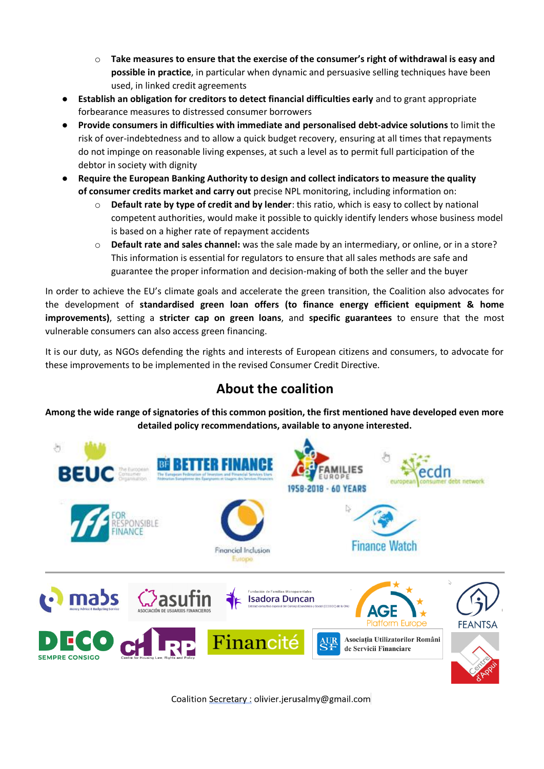- **Take measures to ensure that the exercise of the consumer's right of withdrawal is easy and possible in practice**, in particular when dynamic and persuasive selling techniques have been used, in linked credit agreements
- **Establish an obligation for creditors to detect financial difficulties early** and to grant appropriate forbearance measures to distressed consumer borrowers
- **Provide consumers in difficulties with immediate and personalised debt-advice solutions** to limit the risk of over-indebtedness and to allow a quick budget recovery, ensuring at all times that repayments do not impinge on reasonable living expenses, at such a level as to permit full participation of the debtor in society with dignity
- **Require the European Banking Authority to design and collect indicators to measure the quality of consumer credits market and carry out** precise NPL monitoring, including information on:
    - **Default rate by type of credit and by lender**: this ratio, which is easy to collect by national competent authorities, would make it possible to quickly identify lenders whose business model is based on a higher rate of repayment accidents
    - **Default rate and sales channel:** was the sale made by an intermediary, or online, or in a store? This information is essential for regulators to ensure that all sales methods are safe and guarantee the proper information and decision-making of both the seller and the buyer

In order to achieve the EU's climate goals and accelerate the green transition, the Coalition also advocates for the development of **standardised green loan offers (to finance energy efficient equipment & home improvements)**, setting a **stricter cap on green loans**, and **specific guarantees** to ensure that the most vulnerable consumers can also access green financing.

It is our duty, as NGOs defending the rights and interests of European citizens and consumers, to advocate for these improvements to be implemented in the revised Consumer Credit Directive.

## About the coalition

**Among the wide range of signatories of this common position, the first mentioned have developed even more detailed policy recommendations, available to anyone interested.**

Coalition Secretary : olivier.jerusalmy@gmail.com